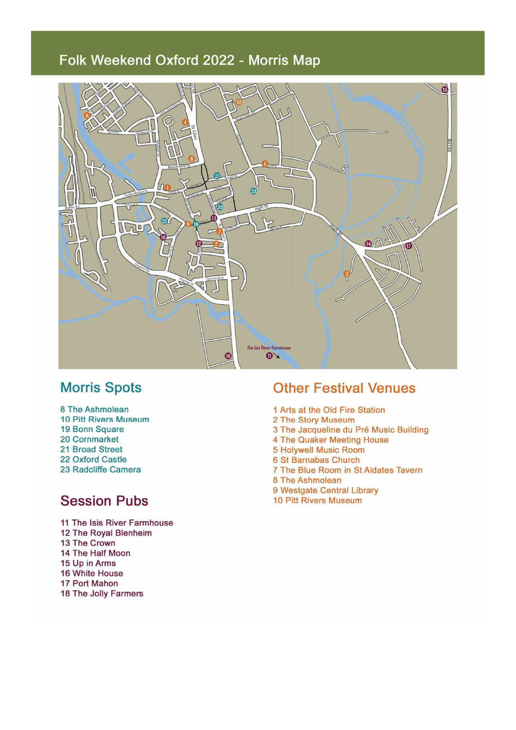# Folk Weekend Oxford 2022 - Morris Map

## Morris Spots

8 The Ashmolean
10 Pitt Rivers Museum
19 Bonn Square
20 Cornmarket
21 Broad Street
22 Oxford Castle
23 Radcliffe Camera

## Session Pubs

11 The Isis River Farmhouse
12 The Royal Blenheim
13 The Crown
14 The Half Moon
15 Up in Arms
16 White House
17 Port Mahon
18 The Jolly Farmers

## Other Festival Venues

1 Arts at the Old Fire Station
2 The Story Museum
3 The Jacqueline du Pré Music Building
4 The Quaker Meeting House
5 Holywell Music Room
6 St Barnabas Church
7 The Blue Room in St Aldates Tavern
8 The Ashmolean
9 Westgate Central Library
10 Pitt Rivers Museum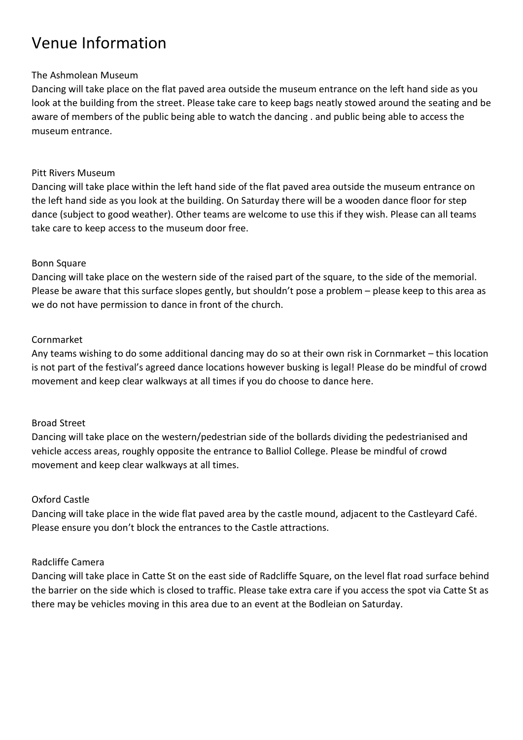# Venue Information

## The Ashmolean Museum

Dancing will take place on the flat paved area outside the museum entrance on the left hand side as you look at the building from the street. Please take care to keep bags neatly stowed around the seating and be aware of members of the public being able to watch the dancing . and public being able to access the museum entrance.

## Pitt Rivers Museum

Dancing will take place within the left hand side of the flat paved area outside the museum entrance on the left hand side as you look at the building. On Saturday there will be a wooden dance floor for step dance (subject to good weather). Other teams are welcome to use this if they wish. Please can all teams take care to keep access to the museum door free.

## Bonn Square

Dancing will take place on the western side of the raised part of the square, to the side of the memorial. Please be aware that this surface slopes gently, but shouldn't pose a problem – please keep to this area as we do not have permission to dance in front of the church.

## Cornmarket

Any teams wishing to do some additional dancing may do so at their own risk in Cornmarket – this location is not part of the festival's agreed dance locations however busking is legal! Please do be mindful of crowd movement and keep clear walkways at all times if you do choose to dance here.

## Broad Street

Dancing will take place on the western/pedestrian side of the bollards dividing the pedestrianised and vehicle access areas, roughly opposite the entrance to Balliol College. Please be mindful of crowd movement and keep clear walkways at all times.

## Oxford Castle

Dancing will take place in the wide flat paved area by the castle mound, adjacent to the Castleyard Café. Please ensure you don't block the entrances to the Castle attractions.

## Radcliffe Camera

Dancing will take place in Catte St on the east side of Radcliffe Square, on the level flat road surface behind the barrier on the side which is closed to traffic. Please take extra care if you access the spot via Catte St as there may be vehicles moving in this area due to an event at the Bodleian on Saturday.